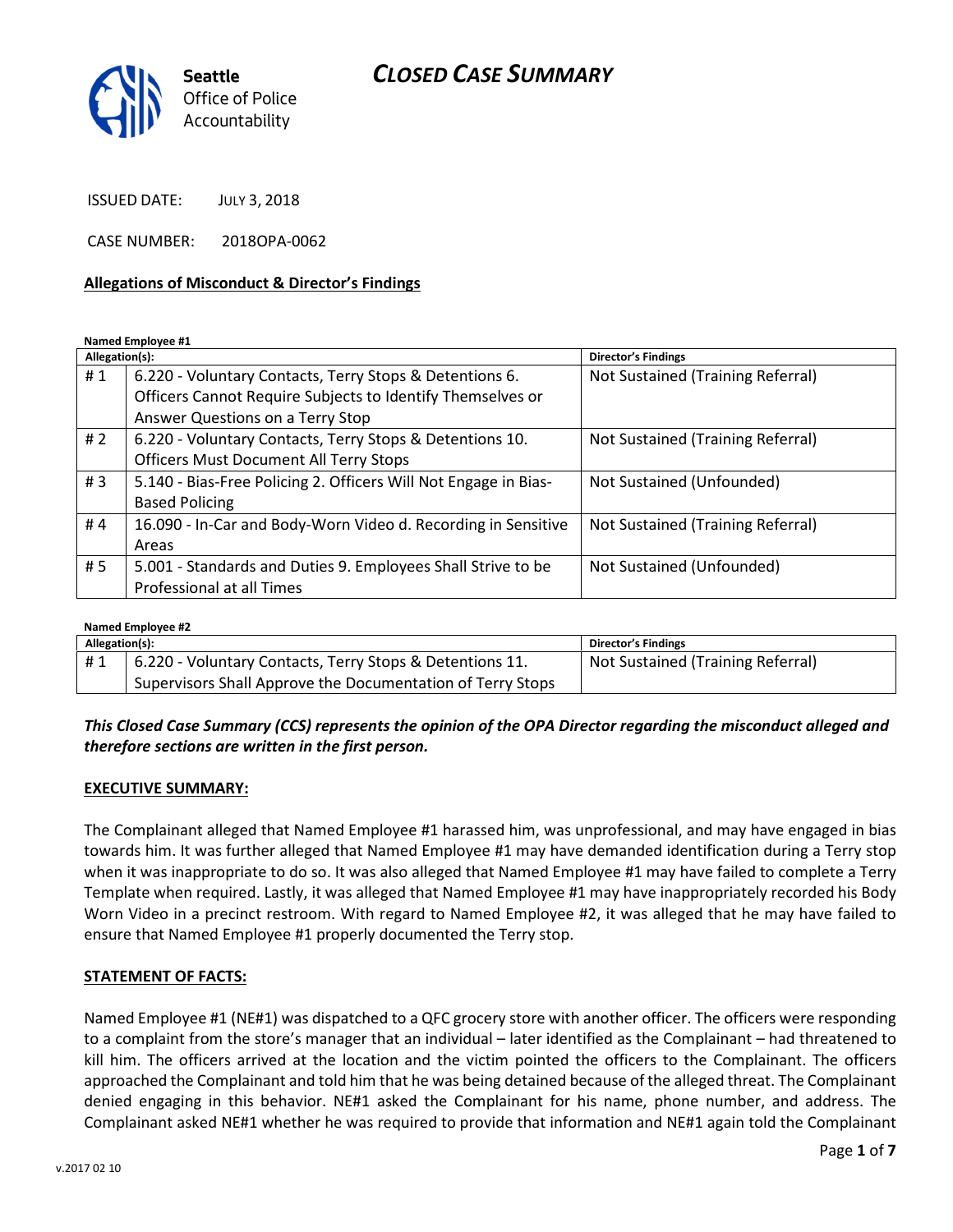Seattle Office of Police Accountability

# CLOSED CASE SUMMARY

ISSUED DATE: JULY 3, 2018

CASE NUMBER: 2018OPA-0062

**Allegations of Misconduct & Director's Findings**

**Named Employee #1**

| Allegation(s): | | Director's Findings |
|---|---|---|
| # 1 | 6.220 - Voluntary Contacts, Terry Stops & Detentions 6. Officers Cannot Require Subjects to Identify Themselves or Answer Questions on a Terry Stop | Not Sustained (Training Referral) |
| # 2 | 6.220 - Voluntary Contacts, Terry Stops & Detentions 10. Officers Must Document All Terry Stops | Not Sustained (Training Referral) |
| # 3 | 5.140 - Bias-Free Policing 2. Officers Will Not Engage in Bias-Based Policing | Not Sustained (Unfounded) |
| # 4 | 16.090 - In-Car and Body-Worn Video d. Recording in Sensitive Areas | Not Sustained (Training Referral) |
| # 5 | 5.001 - Standards and Duties 9. Employees Shall Strive to be Professional at all Times | Not Sustained (Unfounded) |

**Named Employee #2**

| Allegation(s): | | Director's Findings |
|---|---|---|
| # 1 | 6.220 - Voluntary Contacts, Terry Stops & Detentions 11. Supervisors Shall Approve the Documentation of Terry Stops | Not Sustained (Training Referral) |

***This Closed Case Summary (CCS) represents the opinion of the OPA Director regarding the misconduct alleged and therefore sections are written in the first person.***

**EXECUTIVE SUMMARY:**

The Complainant alleged that Named Employee #1 harassed him, was unprofessional, and may have engaged in bias towards him. It was further alleged that Named Employee #1 may have demanded identification during a Terry stop when it was inappropriate to do so. It was also alleged that Named Employee #1 may have failed to complete a Terry Template when required. Lastly, it was alleged that Named Employee #1 may have inappropriately recorded his Body Worn Video in a precinct restroom. With regard to Named Employee #2, it was alleged that he may have failed to ensure that Named Employee #1 properly documented the Terry stop.

**STATEMENT OF FACTS:**

Named Employee #1 (NE#1) was dispatched to a QFC grocery store with another officer. The officers were responding to a complaint from the store's manager that an individual – later identified as the Complainant – had threatened to kill him. The officers arrived at the location and the victim pointed the officers to the Complainant. The officers approached the Complainant and told him that he was being detained because of the alleged threat. The Complainant denied engaging in this behavior. NE#1 asked the Complainant for his name, phone number, and address. The Complainant asked NE#1 whether he was required to provide that information and NE#1 again told the Complainant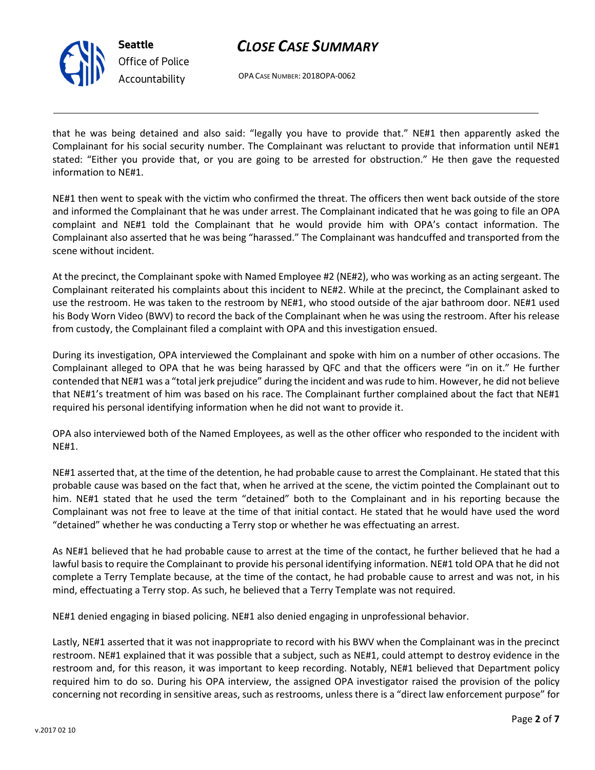that he was being detained and also said: "legally you have to provide that." NE#1 then apparently asked the Complainant for his social security number. The Complainant was reluctant to provide that information until NE#1 stated: "Either you provide that, or you are going to be arrested for obstruction." He then gave the requested information to NE#1.

NE#1 then went to speak with the victim who confirmed the threat. The officers then went back outside of the store and informed the Complainant that he was under arrest. The Complainant indicated that he was going to file an OPA complaint and NE#1 told the Complainant that he would provide him with OPA's contact information. The Complainant also asserted that he was being "harassed." The Complainant was handcuffed and transported from the scene without incident.

At the precinct, the Complainant spoke with Named Employee #2 (NE#2), who was working as an acting sergeant. The Complainant reiterated his complaints about this incident to NE#2. While at the precinct, the Complainant asked to use the restroom. He was taken to the restroom by NE#1, who stood outside of the ajar bathroom door. NE#1 used his Body Worn Video (BWV) to record the back of the Complainant when he was using the restroom. After his release from custody, the Complainant filed a complaint with OPA and this investigation ensued.

During its investigation, OPA interviewed the Complainant and spoke with him on a number of other occasions. The Complainant alleged to OPA that he was being harassed by QFC and that the officers were "in on it." He further contended that NE#1 was a "total jerk prejudice" during the incident and was rude to him. However, he did not believe that NE#1's treatment of him was based on his race. The Complainant further complained about the fact that NE#1 required his personal identifying information when he did not want to provide it.

OPA also interviewed both of the Named Employees, as well as the other officer who responded to the incident with NE#1.

NE#1 asserted that, at the time of the detention, he had probable cause to arrest the Complainant. He stated that this probable cause was based on the fact that, when he arrived at the scene, the victim pointed the Complainant out to him. NE#1 stated that he used the term "detained" both to the Complainant and in his reporting because the Complainant was not free to leave at the time of that initial contact. He stated that he would have used the word "detained" whether he was conducting a Terry stop or whether he was effectuating an arrest.

As NE#1 believed that he had probable cause to arrest at the time of the contact, he further believed that he had a lawful basis to require the Complainant to provide his personal identifying information. NE#1 told OPA that he did not complete a Terry Template because, at the time of the contact, he had probable cause to arrest and was not, in his mind, effectuating a Terry stop. As such, he believed that a Terry Template was not required.

NE#1 denied engaging in biased policing. NE#1 also denied engaging in unprofessional behavior.

Lastly, NE#1 asserted that it was not inappropriate to record with his BWV when the Complainant was in the precinct restroom. NE#1 explained that it was possible that a subject, such as NE#1, could attempt to destroy evidence in the restroom and, for this reason, it was important to keep recording. Notably, NE#1 believed that Department policy required him to do so. During his OPA interview, the assigned OPA investigator raised the provision of the policy concerning not recording in sensitive areas, such as restrooms, unless there is a "direct law enforcement purpose" for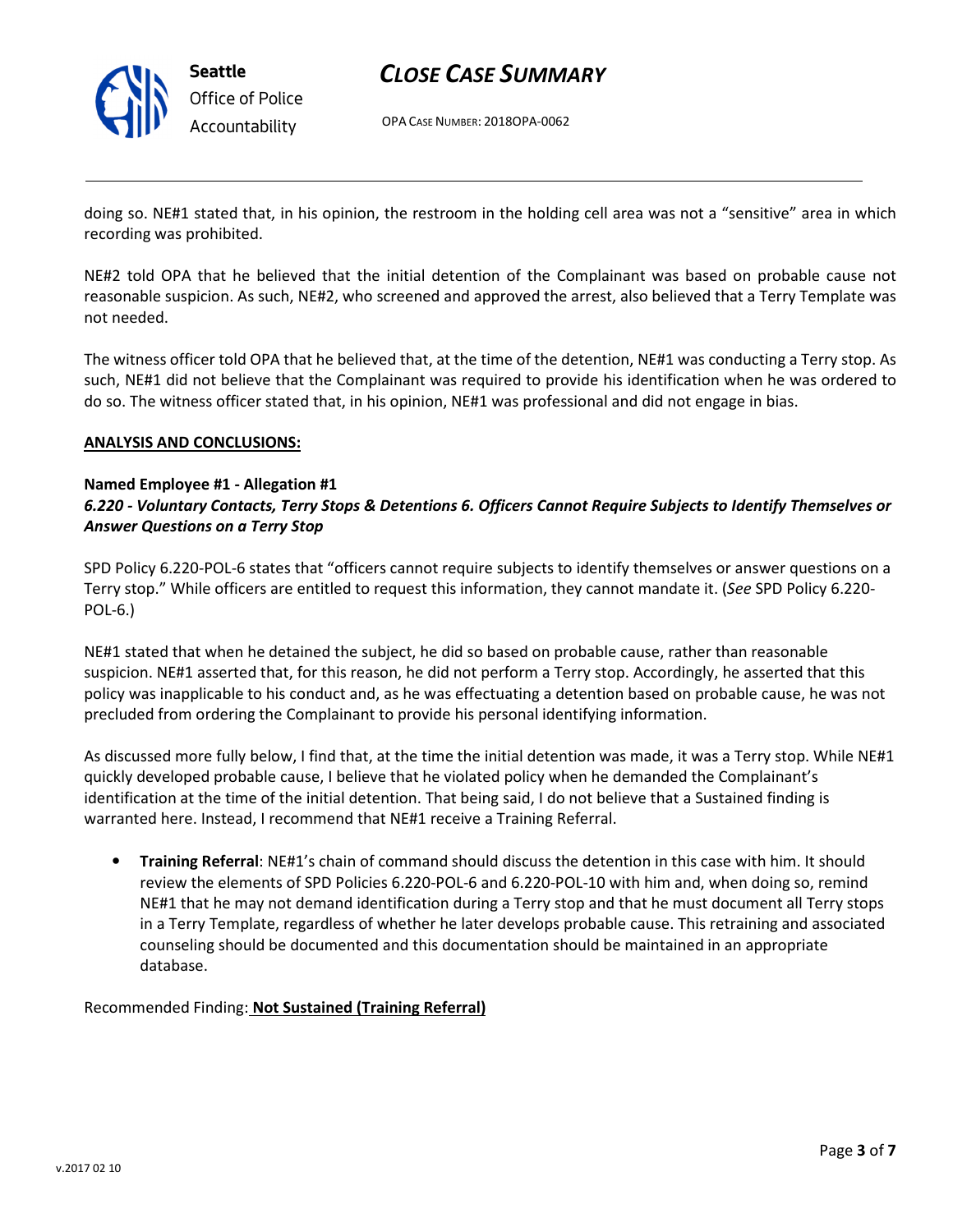doing so. NE#1 stated that, in his opinion, the restroom in the holding cell area was not a "sensitive" area in which recording was prohibited.

NE#2 told OPA that he believed that the initial detention of the Complainant was based on probable cause not reasonable suspicion. As such, NE#2, who screened and approved the arrest, also believed that a Terry Template was not needed.

The witness officer told OPA that he believed that, at the time of the detention, NE#1 was conducting a Terry stop. As such, NE#1 did not believe that the Complainant was required to provide his identification when he was ordered to do so. The witness officer stated that, in his opinion, NE#1 was professional and did not engage in bias.

**ANALYSIS AND CONCLUSIONS:**

**Named Employee #1 - Allegation #1**
***6.220 - Voluntary Contacts, Terry Stops & Detentions 6. Officers Cannot Require Subjects to Identify Themselves or Answer Questions on a Terry Stop***

SPD Policy 6.220-POL-6 states that "officers cannot require subjects to identify themselves or answer questions on a Terry stop." While officers are entitled to request this information, they cannot mandate it. (*See* SPD Policy 6.220-POL-6.)

NE#1 stated that when he detained the subject, he did so based on probable cause, rather than reasonable suspicion. NE#1 asserted that, for this reason, he did not perform a Terry stop. Accordingly, he asserted that this policy was inapplicable to his conduct and, as he was effectuating a detention based on probable cause, he was not precluded from ordering the Complainant to provide his personal identifying information.

As discussed more fully below, I find that, at the time the initial detention was made, it was a Terry stop. While NE#1 quickly developed probable cause, I believe that he violated policy when he demanded the Complainant's identification at the time of the initial detention. That being said, I do not believe that a Sustained finding is warranted here. Instead, I recommend that NE#1 receive a Training Referral.

- **Training Referral**: NE#1's chain of command should discuss the detention in this case with him. It should review the elements of SPD Policies 6.220-POL-6 and 6.220-POL-10 with him and, when doing so, remind NE#1 that he may not demand identification during a Terry stop and that he must document all Terry stops in a Terry Template, regardless of whether he later develops probable cause. This retraining and associated counseling should be documented and this documentation should be maintained in an appropriate database.

Recommended Finding: **Not Sustained (Training Referral)**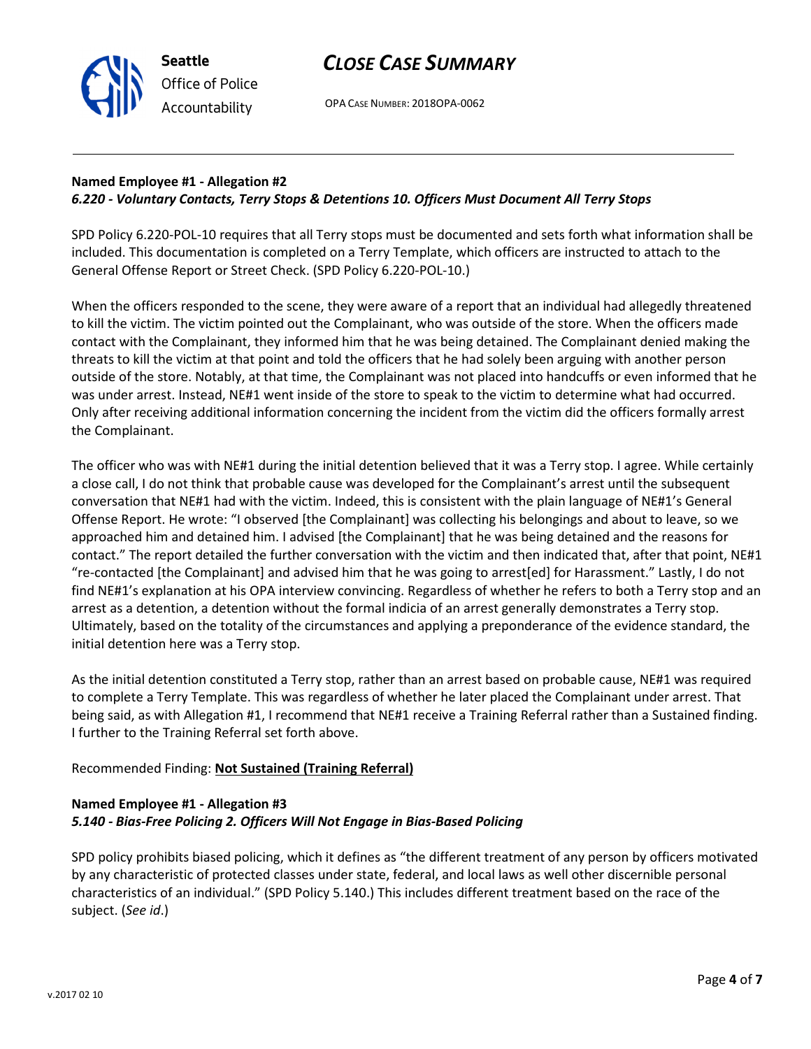**Named Employee #1 - Allegation #2**
***6.220 - Voluntary Contacts, Terry Stops & Detentions 10. Officers Must Document All Terry Stops***

SPD Policy 6.220-POL-10 requires that all Terry stops must be documented and sets forth what information shall be included. This documentation is completed on a Terry Template, which officers are instructed to attach to the General Offense Report or Street Check. (SPD Policy 6.220-POL-10.)

When the officers responded to the scene, they were aware of a report that an individual had allegedly threatened to kill the victim. The victim pointed out the Complainant, who was outside of the store. When the officers made contact with the Complainant, they informed him that he was being detained. The Complainant denied making the threats to kill the victim at that point and told the officers that he had solely been arguing with another person outside of the store. Notably, at that time, the Complainant was not placed into handcuffs or even informed that he was under arrest. Instead, NE#1 went inside of the store to speak to the victim to determine what had occurred. Only after receiving additional information concerning the incident from the victim did the officers formally arrest the Complainant.

The officer who was with NE#1 during the initial detention believed that it was a Terry stop. I agree. While certainly a close call, I do not think that probable cause was developed for the Complainant's arrest until the subsequent conversation that NE#1 had with the victim. Indeed, this is consistent with the plain language of NE#1's General Offense Report. He wrote: "I observed [the Complainant] was collecting his belongings and about to leave, so we approached him and detained him. I advised [the Complainant] that he was being detained and the reasons for contact." The report detailed the further conversation with the victim and then indicated that, after that point, NE#1 "re-contacted [the Complainant] and advised him that he was going to arrest[ed] for Harassment." Lastly, I do not find NE#1's explanation at his OPA interview convincing. Regardless of whether he refers to both a Terry stop and an arrest as a detention, a detention without the formal indicia of an arrest generally demonstrates a Terry stop. Ultimately, based on the totality of the circumstances and applying a preponderance of the evidence standard, the initial detention here was a Terry stop.

As the initial detention constituted a Terry stop, rather than an arrest based on probable cause, NE#1 was required to complete a Terry Template. This was regardless of whether he later placed the Complainant under arrest. That being said, as with Allegation #1, I recommend that NE#1 receive a Training Referral rather than a Sustained finding. I further to the Training Referral set forth above.

Recommended Finding: **<u>Not Sustained (Training Referral)</u>**

**Named Employee #1 - Allegation #3**
***5.140 - Bias-Free Policing 2. Officers Will Not Engage in Bias-Based Policing***

SPD policy prohibits biased policing, which it defines as "the different treatment of any person by officers motivated by any characteristic of protected classes under state, federal, and local laws as well other discernible personal characteristics of an individual." (SPD Policy 5.140.) This includes different treatment based on the race of the subject. (*See id*.)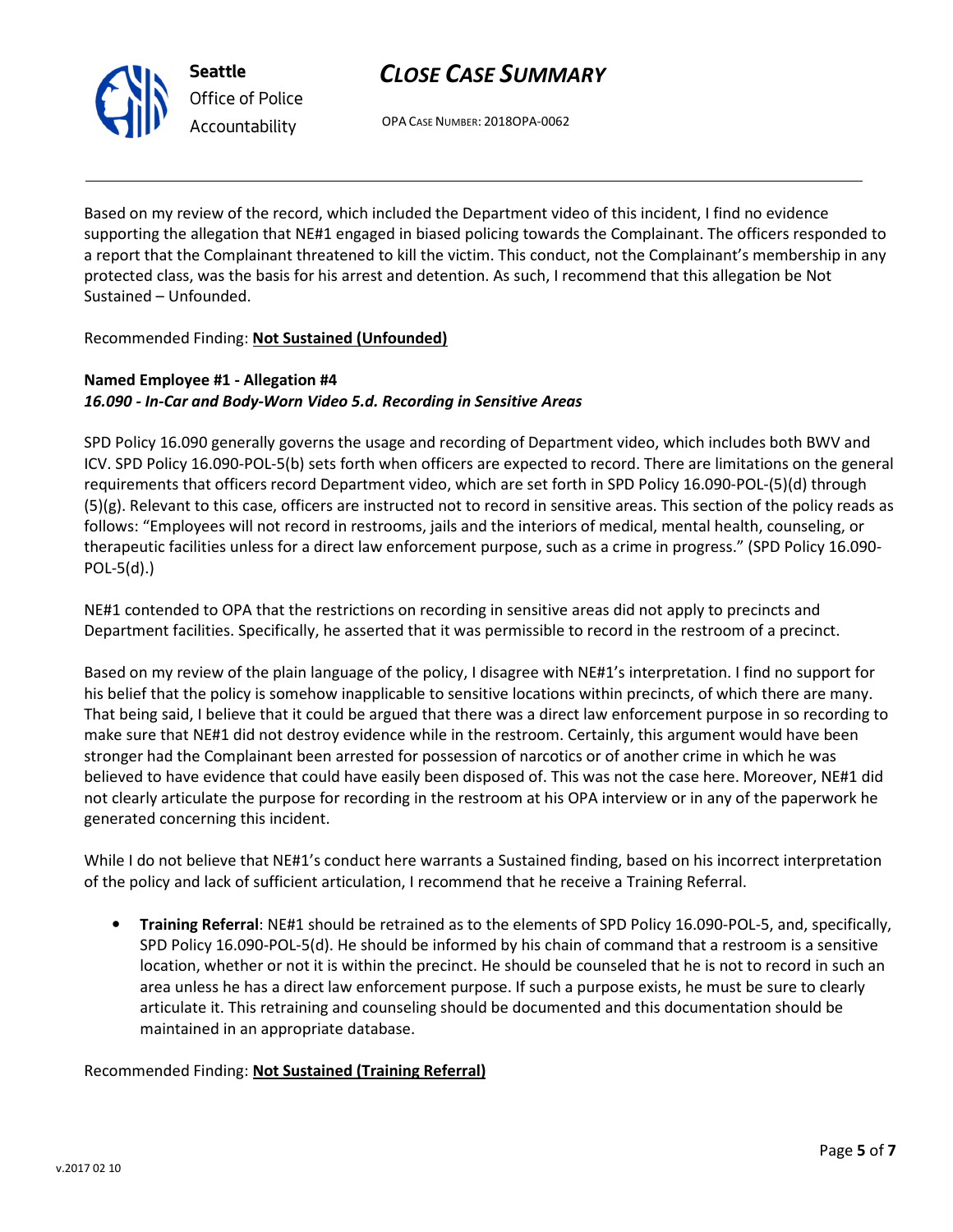Based on my review of the record, which included the Department video of this incident, I find no evidence supporting the allegation that NE#1 engaged in biased policing towards the Complainant. The officers responded to a report that the Complainant threatened to kill the victim. This conduct, not the Complainant's membership in any protected class, was the basis for his arrest and detention. As such, I recommend that this allegation be Not Sustained – Unfounded.

Recommended Finding: **Not Sustained (Unfounded)**

**Named Employee #1 - Allegation #4**
***16.090 - In-Car and Body-Worn Video 5.d. Recording in Sensitive Areas***

SPD Policy 16.090 generally governs the usage and recording of Department video, which includes both BWV and ICV. SPD Policy 16.090-POL-5(b) sets forth when officers are expected to record. There are limitations on the general requirements that officers record Department video, which are set forth in SPD Policy 16.090-POL-(5)(d) through (5)(g). Relevant to this case, officers are instructed not to record in sensitive areas. This section of the policy reads as follows: "Employees will not record in restrooms, jails and the interiors of medical, mental health, counseling, or therapeutic facilities unless for a direct law enforcement purpose, such as a crime in progress." (SPD Policy 16.090-POL-5(d).)

NE#1 contended to OPA that the restrictions on recording in sensitive areas did not apply to precincts and Department facilities. Specifically, he asserted that it was permissible to record in the restroom of a precinct.

Based on my review of the plain language of the policy, I disagree with NE#1's interpretation. I find no support for his belief that the policy is somehow inapplicable to sensitive locations within precincts, of which there are many. That being said, I believe that it could be argued that there was a direct law enforcement purpose in so recording to make sure that NE#1 did not destroy evidence while in the restroom. Certainly, this argument would have been stronger had the Complainant been arrested for possession of narcotics or of another crime in which he was believed to have evidence that could have easily been disposed of. This was not the case here. Moreover, NE#1 did not clearly articulate the purpose for recording in the restroom at his OPA interview or in any of the paperwork he generated concerning this incident.

While I do not believe that NE#1's conduct here warrants a Sustained finding, based on his incorrect interpretation of the policy and lack of sufficient articulation, I recommend that he receive a Training Referral.

- **Training Referral**: NE#1 should be retrained as to the elements of SPD Policy 16.090-POL-5, and, specifically, SPD Policy 16.090-POL-5(d). He should be informed by his chain of command that a restroom is a sensitive location, whether or not it is within the precinct. He should be counseled that he is not to record in such an area unless he has a direct law enforcement purpose. If such a purpose exists, he must be sure to clearly articulate it. This retraining and counseling should be documented and this documentation should be maintained in an appropriate database.

Recommended Finding: **Not Sustained (Training Referral)**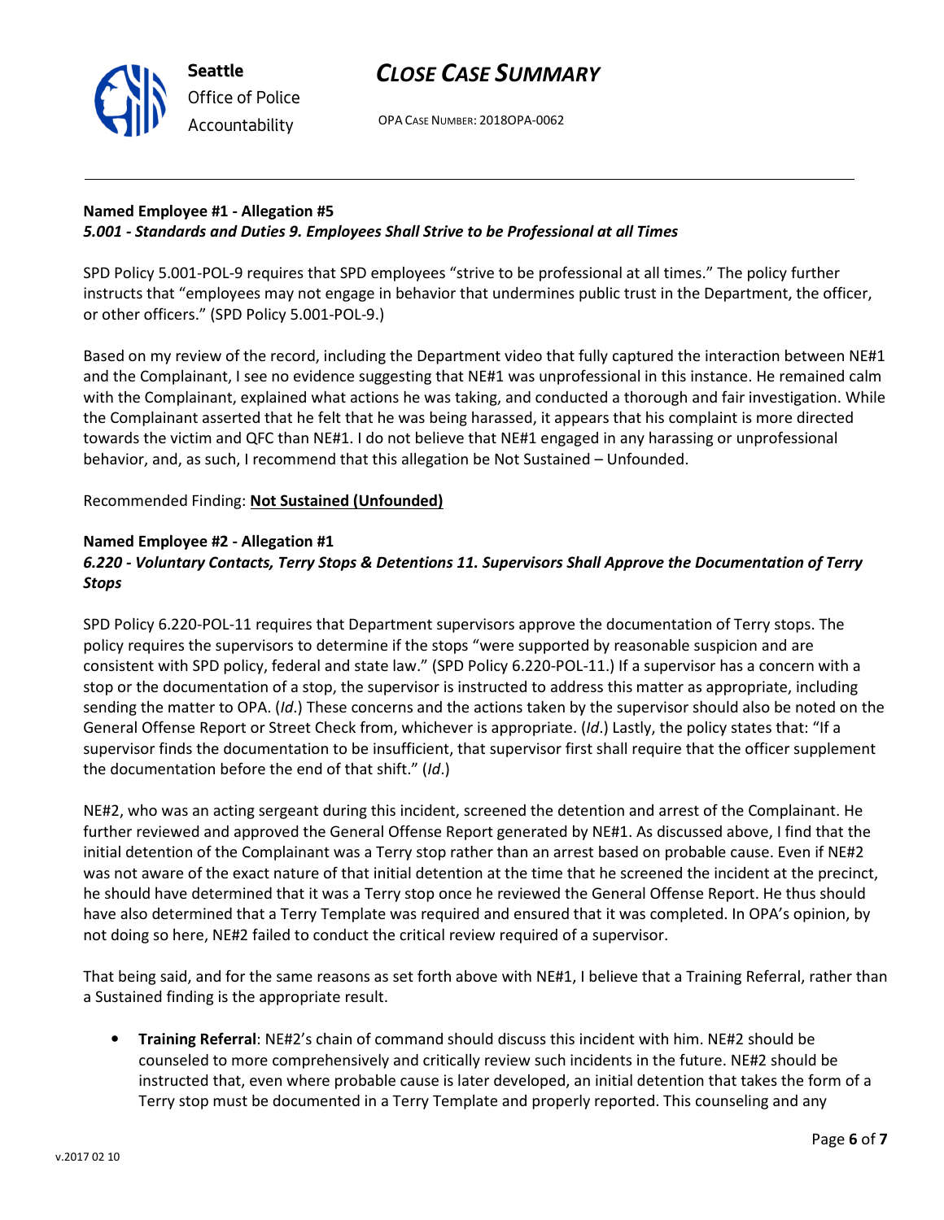**Named Employee #1 - Allegation #5**
***5.001 - Standards and Duties 9. Employees Shall Strive to be Professional at all Times***

SPD Policy 5.001-POL-9 requires that SPD employees "strive to be professional at all times." The policy further instructs that "employees may not engage in behavior that undermines public trust in the Department, the officer, or other officers." (SPD Policy 5.001-POL-9.)

Based on my review of the record, including the Department video that fully captured the interaction between NE#1 and the Complainant, I see no evidence suggesting that NE#1 was unprofessional in this instance. He remained calm with the Complainant, explained what actions he was taking, and conducted a thorough and fair investigation. While the Complainant asserted that he felt that he was being harassed, it appears that his complaint is more directed towards the victim and QFC than NE#1. I do not believe that NE#1 engaged in any harassing or unprofessional behavior, and, as such, I recommend that this allegation be Not Sustained – Unfounded.

Recommended Finding: **Not Sustained (Unfounded)**

**Named Employee #2 - Allegation #1**
***6.220 - Voluntary Contacts, Terry Stops & Detentions 11. Supervisors Shall Approve the Documentation of Terry Stops***

SPD Policy 6.220-POL-11 requires that Department supervisors approve the documentation of Terry stops. The policy requires the supervisors to determine if the stops "were supported by reasonable suspicion and are consistent with SPD policy, federal and state law." (SPD Policy 6.220-POL-11.) If a supervisor has a concern with a stop or the documentation of a stop, the supervisor is instructed to address this matter as appropriate, including sending the matter to OPA. (*Id*.) These concerns and the actions taken by the supervisor should also be noted on the General Offense Report or Street Check from, whichever is appropriate. (*Id*.) Lastly, the policy states that: "If a supervisor finds the documentation to be insufficient, that supervisor first shall require that the officer supplement the documentation before the end of that shift." (*Id*.)

NE#2, who was an acting sergeant during this incident, screened the detention and arrest of the Complainant. He further reviewed and approved the General Offense Report generated by NE#1. As discussed above, I find that the initial detention of the Complainant was a Terry stop rather than an arrest based on probable cause. Even if NE#2 was not aware of the exact nature of that initial detention at the time that he screened the incident at the precinct, he should have determined that it was a Terry stop once he reviewed the General Offense Report. He thus should have also determined that a Terry Template was required and ensured that it was completed. In OPA's opinion, by not doing so here, NE#2 failed to conduct the critical review required of a supervisor.

That being said, and for the same reasons as set forth above with NE#1, I believe that a Training Referral, rather than a Sustained finding is the appropriate result.

- **Training Referral**: NE#2's chain of command should discuss this incident with him. NE#2 should be counseled to more comprehensively and critically review such incidents in the future. NE#2 should be instructed that, even where probable cause is later developed, an initial detention that takes the form of a Terry stop must be documented in a Terry Template and properly reported. This counseling and any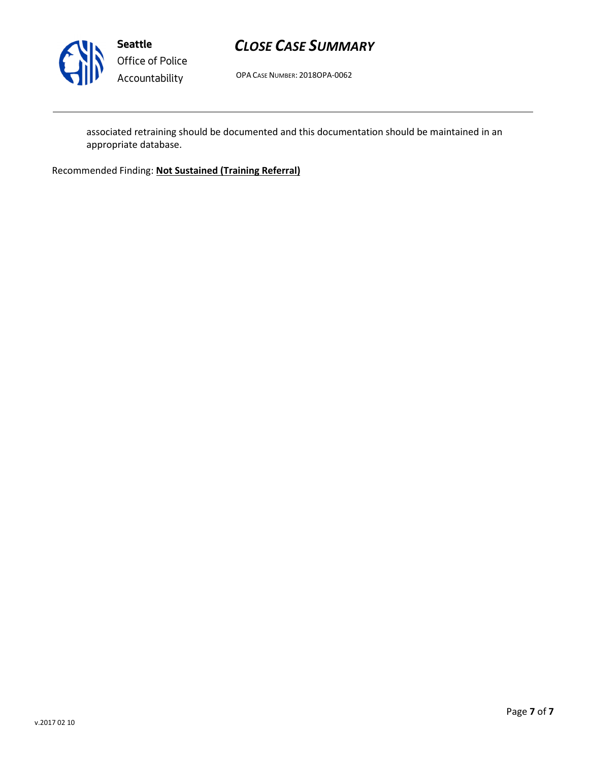associated retraining should be documented and this documentation should be maintained in an appropriate database.

Recommended Finding: **Not Sustained (Training Referral)**